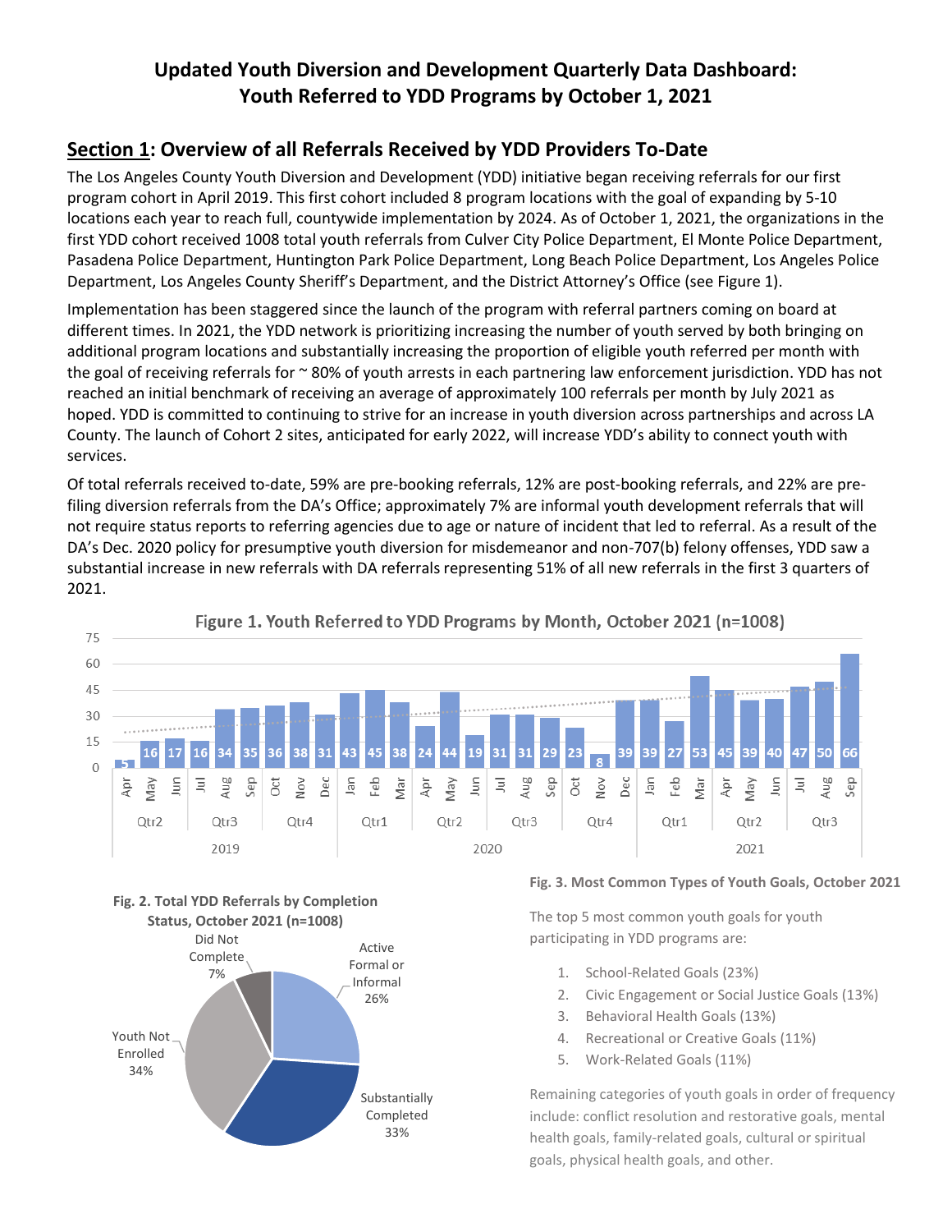# Updated Youth Diversion and Development Quarterly Data Dashboard: Youth Referred to YDD Programs by October 1, 2021

## Section 1: Overview of all Referrals Received by YDD Providers To-Date

The Los Angeles County Youth Diversion and Development (YDD) initiative began receiving referrals for our first program cohort in April 2019. This first cohort included 8 program locations with the goal of expanding by 5-10 locations each year to reach full, countywide implementation by 2024. As of October 1, 2021, the organizations in the first YDD cohort received 1008 total youth referrals from Culver City Police Department, El Monte Police Department, Pasadena Police Department, Huntington Park Police Department, Long Beach Police Department, Los Angeles Police Department, Los Angeles County Sheriff's Department, and the District Attorney's Office (see Figure 1).

Implementation has been staggered since the launch of the program with referral partners coming on board at different times. In 2021, the YDD network is prioritizing increasing the number of youth served by both bringing on additional program locations and substantially increasing the proportion of eligible youth referred per month with the goal of receiving referrals for ~ 80% of youth arrests in each partnering law enforcement jurisdiction. YDD has not reached an initial benchmark of receiving an average of approximately 100 referrals per month by July 2021 as hoped. YDD is committed to continuing to strive for an increase in youth diversion across partnerships and across LA County. The launch of Cohort 2 sites, anticipated for early 2022, will increase YDD's ability to connect youth with services.

Of total referrals received to-date, 59% are pre-booking referrals, 12% are post-booking referrals, and 22% are pre-filing diversion referrals from the DA's Office; approximately 7% are informal youth development referrals that will not require status reports to referring agencies due to age or nature of incident that led to referral. As a result of the DA's Dec. 2020 policy for presumptive youth diversion for misdemeanor and non-707(b) felony offenses, YDD saw a substantial increase in new referrals with DA referrals representing 51% of all new referrals in the first 3 quarters of 2021.

**Figure 1. Youth Referred to YDD Programs by Month, October 2021 (n=1008)**

| Year | Quarter | Month | Referrals |
|---|---|---|---|
| 2019 | Qtr2 | Apr | 5 |
| 2019 | Qtr2 | May | 16 |
| 2019 | Qtr2 | Jun | 17 |
| 2019 | Qtr3 | Jul | 16 |
| 2019 | Qtr3 | Aug | 34 |
| 2019 | Qtr3 | Sep | 35 |
| 2019 | Qtr4 | Oct | 36 |
| 2019 | Qtr4 | Nov | 38 |
| 2019 | Qtr4 | Dec | 31 |
| 2020 | Qtr1 | Jan | 43 |
| 2020 | Qtr1 | Feb | 45 |
| 2020 | Qtr1 | Mar | 38 |
| 2020 | Qtr2 | Apr | 24 |
| 2020 | Qtr2 | May | 44 |
| 2020 | Qtr2 | Jun | 19 |
| 2020 | Qtr3 | Jul | 31 |
| 2020 | Qtr3 | Aug | 31 |
| 2020 | Qtr3 | Sep | 29 |
| 2020 | Qtr4 | Oct | 23 |
| 2020 | Qtr4 | Nov | 8 |
| 2020 | Qtr4 | Dec | 39 |
| 2021 | Qtr1 | Jan | 39 |
| 2021 | Qtr1 | Feb | 27 |
| 2021 | Qtr1 | Mar | 53 |
| 2021 | Qtr2 | Apr | 45 |
| 2021 | Qtr2 | May | 39 |
| 2021 | Qtr2 | Jun | 40 |
| 2021 | Qtr3 | Jul | 47 |
| 2021 | Qtr3 | Aug | 50 |
| 2021 | Qtr3 | Sep | 66 |

**Fig. 2. Total YDD Referrals by Completion Status, October 2021 (n=1008)**

| Status | Percent |
|---|---|
| Active Formal or Informal | 26% |
| Substantially Completed | 33% |
| Youth Not Enrolled | 34% |
| Did Not Complete | 7% |

**Fig. 3. Most Common Types of Youth Goals, October 2021**

The top 5 most common youth goals for youth participating in YDD programs are:

1. School-Related Goals (23%)
2. Civic Engagement or Social Justice Goals (13%)
3. Behavioral Health Goals (13%)
4. Recreational or Creative Goals (11%)
5. Work-Related Goals (11%)

Remaining categories of youth goals in order of frequency include: conflict resolution and restorative goals, mental health goals, family-related goals, cultural or spiritual goals, physical health goals, and other.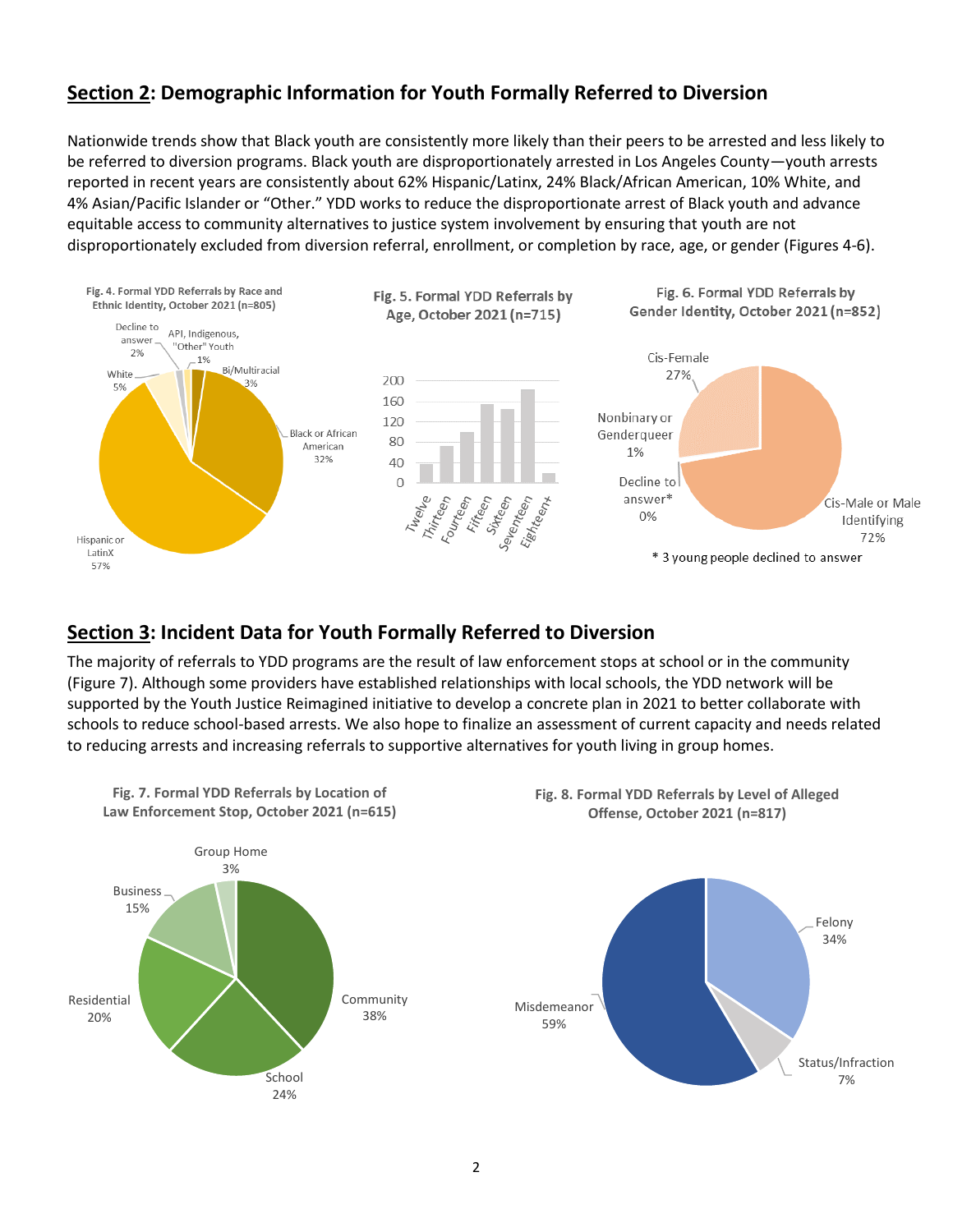## Section 2: Demographic Information for Youth Formally Referred to Diversion

Nationwide trends show that Black youth are consistently more likely than their peers to be arrested and less likely to be referred to diversion programs. Black youth are disproportionately arrested in Los Angeles County—youth arrests reported in recent years are consistently about 62% Hispanic/Latinx, 24% Black/African American, 10% White, and 4% Asian/Pacific Islander or "Other." YDD works to reduce the disproportionate arrest of Black youth and advance equitable access to community alternatives to justice system involvement by ensuring that youth are not disproportionately excluded from diversion referral, enrollment, or completion by race, age, or gender (Figures 4-6).

**Fig. 4. Formal YDD Referrals by Race and Ethnic Identity, October 2021 (n=805)**

| Race/Ethnicity | Percent |
|---|---|
| Hispanic or LatinX | 57% |
| Black or African American | 32% |
| White | 5% |
| Bi/Multiracial | 3% |
| Decline to answer | 2% |
| API, Indigenous, "Other" Youth | 1% |

**Fig. 5. Formal YDD Referrals by Age, October 2021 (n=715)**

Age categories: Twelve, Thirteen, Fourteen, Fifteen, Sixteen, Seventeen, Eighteen+

**Fig. 6. Formal YDD Referrals by Gender Identity, October 2021 (n=852)**

| Gender Identity | Percent |
|---|---|
| Cis-Male or Male Identifying | 72% |
| Cis-Female | 27% |
| Nonbinary or Genderqueer | 1% |
| Decline to answer* | 0% |

\* 3 young people declined to answer

## Section 3: Incident Data for Youth Formally Referred to Diversion

The majority of referrals to YDD programs are the result of law enforcement stops at school or in the community (Figure 7). Although some providers have established relationships with local schools, the YDD network will be supported by the Youth Justice Reimagined initiative to develop a concrete plan in 2021 to better collaborate with schools to reduce school-based arrests. We also hope to finalize an assessment of current capacity and needs related to reducing arrests and increasing referrals to supportive alternatives for youth living in group homes.

**Fig. 7. Formal YDD Referrals by Location of Law Enforcement Stop, October 2021 (n=615)**

| Location | Percent |
|---|---|
| Community | 38% |
| School | 24% |
| Residential | 20% |
| Business | 15% |
| Group Home | 3% |

**Fig. 8. Formal YDD Referrals by Level of Alleged Offense, October 2021 (n=817)**

| Level of Offense | Percent |
|---|---|
| Misdemeanor | 59% |
| Felony | 34% |
| Status/Infraction | 7% |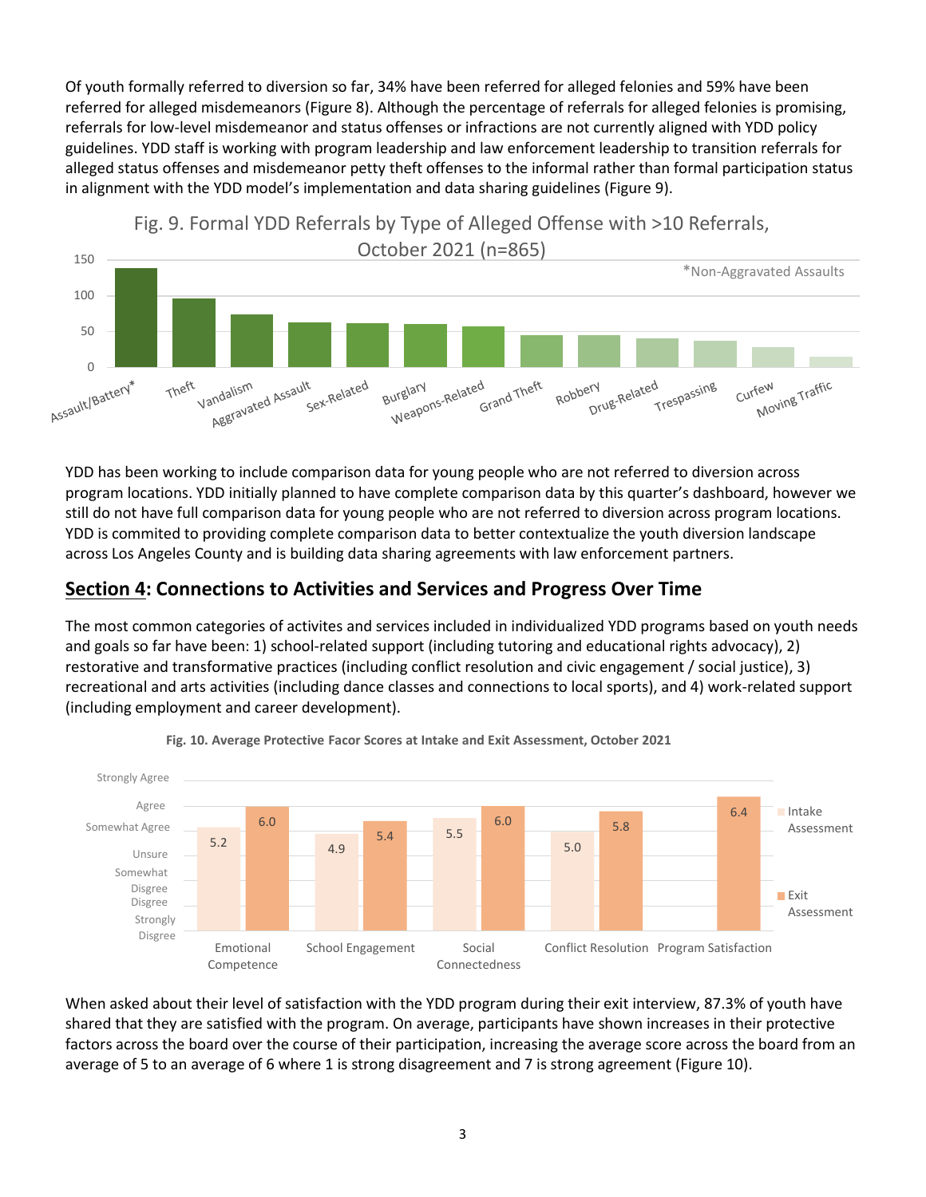Of youth formally referred to diversion so far, 34% have been referred for alleged felonies and 59% have been referred for alleged misdemeanors (Figure 8). Although the percentage of referrals for alleged felonies is promising, referrals for low-level misdemeanor and status offenses or infractions are not currently aligned with YDD policy guidelines. YDD staff is working with program leadership and law enforcement leadership to transition referrals for alleged status offenses and misdemeanor petty theft offenses to the informal rather than formal participation status in alignment with the YDD model's implementation and data sharing guidelines (Figure 9).

Fig. 9. Formal YDD Referrals by Type of Alleged Offense with >10 Referrals, October 2021 (n=865)

*Non-Aggravated Assaults

YDD has been working to include comparison data for young people who are not referred to diversion across program locations. YDD initially planned to have complete comparison data by this quarter's dashboard, however we still do not have full comparison data for young people who are not referred to diversion across program locations. YDD is commited to providing complete comparison data to better contextualize the youth diversion landscape across Los Angeles County and is building data sharing agreements with law enforcement partners.

## Section 4: Connections to Activities and Services and Progress Over Time

The most common categories of activites and services included in individualized YDD programs based on youth needs and goals so far have been: 1) school-related support (including tutoring and educational rights advocacy), 2) restorative and transformative practices (including conflict resolution and civic engagement / social justice), 3) recreational and arts activities (including dance classes and connections to local sports), and 4) work-related support (including employment and career development).

**Fig. 10. Average Protective Facor Scores at Intake and Exit Assessment, October 2021**

| | Intake Assessment | Exit Assessment |
|---|---|---|
| Emotional Competence | 5.2 | 6.0 |
| School Engagement | 4.9 | 5.4 |
| Social Connectedness | 5.5 | 6.0 |
| Conflict Resolution | 5.0 | 5.8 |
| Program Satisfaction | | 6.4 |

When asked about their level of satisfaction with the YDD program during their exit interview, 87.3% of youth have shared that they are satisfied with the program. On average, participants have shown increases in their protective factors across the board over the course of their participation, increasing the average score across the board from an average of 5 to an average of 6 where 1 is strong disagreement and 7 is strong agreement (Figure 10).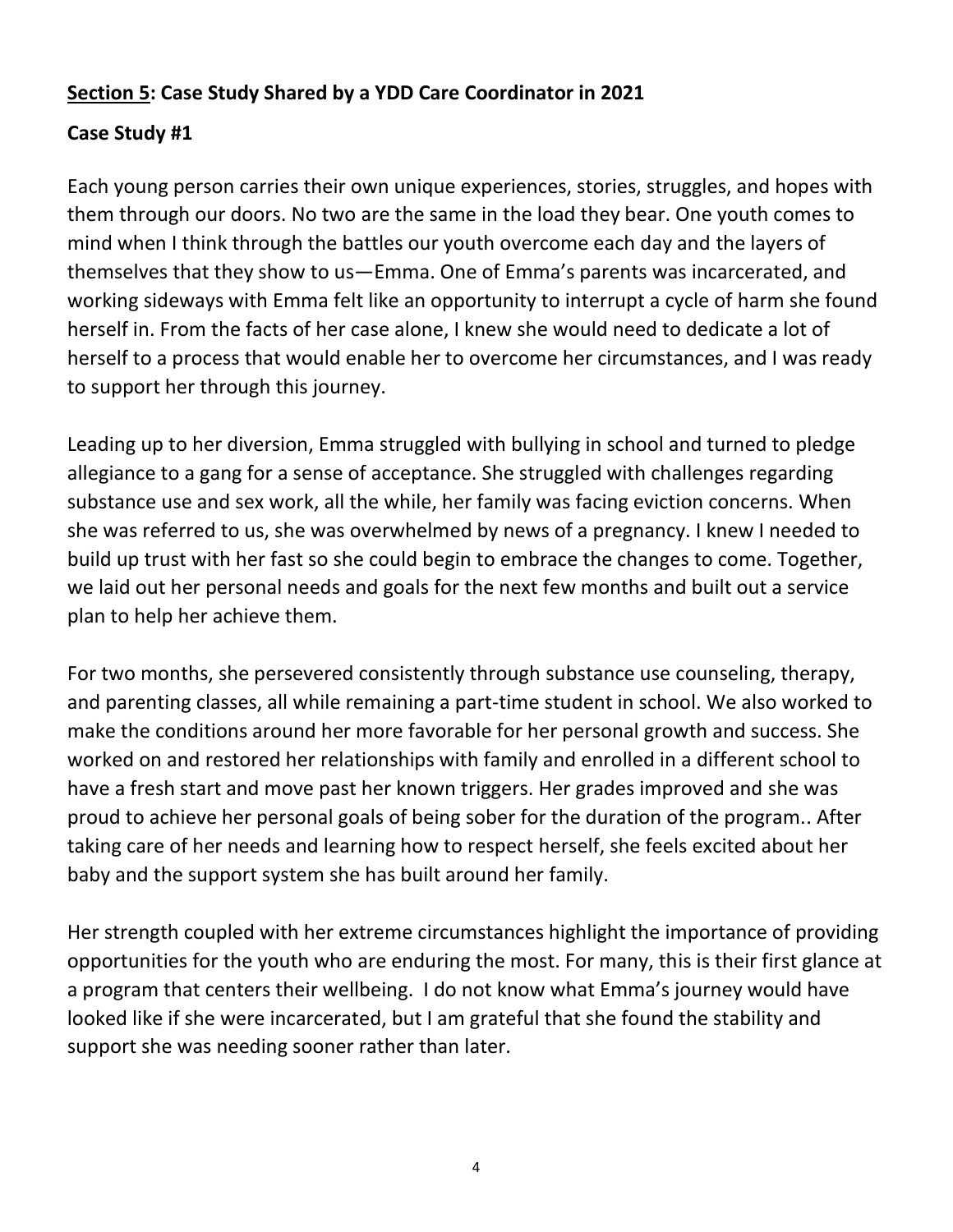## <u>Section 5</u>: Case Study Shared by a YDD Care Coordinator in 2021

### Case Study #1

Each young person carries their own unique experiences, stories, struggles, and hopes with them through our doors. No two are the same in the load they bear. One youth comes to mind when I think through the battles our youth overcome each day and the layers of themselves that they show to us—Emma. One of Emma's parents was incarcerated, and working sideways with Emma felt like an opportunity to interrupt a cycle of harm she found herself in. From the facts of her case alone, I knew she would need to dedicate a lot of herself to a process that would enable her to overcome her circumstances, and I was ready to support her through this journey.

Leading up to her diversion, Emma struggled with bullying in school and turned to pledge allegiance to a gang for a sense of acceptance. She struggled with challenges regarding substance use and sex work, all the while, her family was facing eviction concerns. When she was referred to us, she was overwhelmed by news of a pregnancy. I knew I needed to build up trust with her fast so she could begin to embrace the changes to come. Together, we laid out her personal needs and goals for the next few months and built out a service plan to help her achieve them.

For two months, she persevered consistently through substance use counseling, therapy, and parenting classes, all while remaining a part-time student in school. We also worked to make the conditions around her more favorable for her personal growth and success. She worked on and restored her relationships with family and enrolled in a different school to have a fresh start and move past her known triggers. Her grades improved and she was proud to achieve her personal goals of being sober for the duration of the program.. After taking care of her needs and learning how to respect herself, she feels excited about her baby and the support system she has built around her family.

Her strength coupled with her extreme circumstances highlight the importance of providing opportunities for the youth who are enduring the most. For many, this is their first glance at a program that centers their wellbeing. I do not know what Emma's journey would have looked like if she were incarcerated, but I am grateful that she found the stability and support she was needing sooner rather than later.